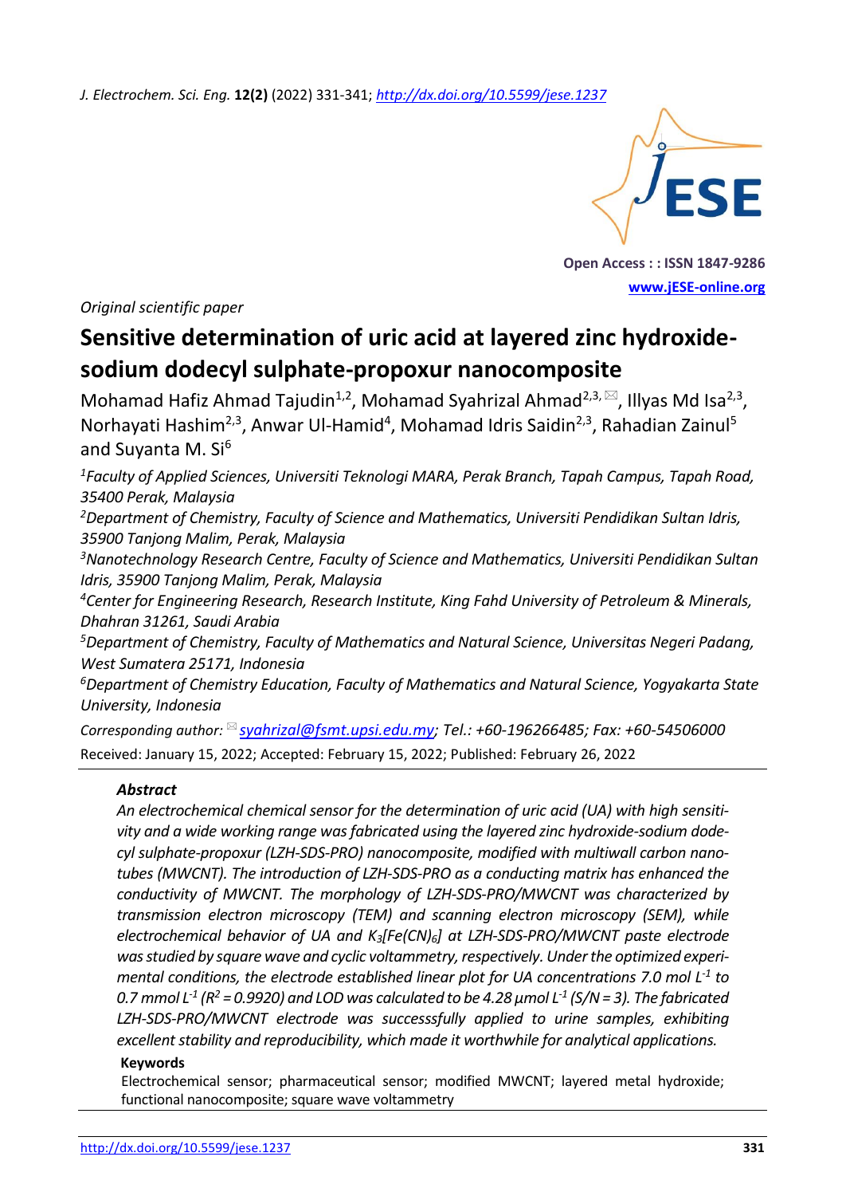*Original scientific paper*

# Sensitive determination of uric acid at layered zinc hydroxide-sodium dodecyl sulphate-propoxur nanocomposite

Mohamad Hafiz Ahmad Tajudin[1,2], Mohamad Syahrizal Ahmad[2,3,✉], Illyas Md Isa[2,3], Norhayati Hashim[2,3], Anwar Ul-Hamid[4], Mohamad Idris Saidin[2,3], Rahadian Zainul[5] and Suyanta M. Si[6]

[1]*Faculty of Applied Sciences, Universiti Teknologi MARA, Perak Branch, Tapah Campus, Tapah Road, 35400 Perak, Malaysia*

[2]*Department of Chemistry, Faculty of Science and Mathematics, Universiti Pendidikan Sultan Idris, 35900 Tanjong Malim, Perak, Malaysia*

[3]*Nanotechnology Research Centre, Faculty of Science and Mathematics, Universiti Pendidikan Sultan Idris, 35900 Tanjong Malim, Perak, Malaysia*

[4]*Center for Engineering Research, Research Institute, King Fahd University of Petroleum & Minerals, Dhahran 31261, Saudi Arabia*

[5]*Department of Chemistry, Faculty of Mathematics and Natural Science, Universitas Negeri Padang, West Sumatera 25171, Indonesia*

[6]*Department of Chemistry Education, Faculty of Mathematics and Natural Science, Yogyakarta State University, Indonesia*

*Corresponding author:* ✉ *syahrizal@fsmt.upsi.edu.my; Tel.: +60-196266485; Fax: +60-54506000*

Received: January 15, 2022; Accepted: February 15, 2022; Published: February 26, 2022

### *Abstract*

*An electrochemical chemical sensor for the determination of uric acid (UA) with high sensitivity and a wide working range was fabricated using the layered zinc hydroxide-sodium dodecyl sulphate-propoxur (LZH-SDS-PRO) nanocomposite, modified with multiwall carbon nanotubes (MWCNT). The introduction of LZH-SDS-PRO as a conducting matrix has enhanced the conductivity of MWCNT. The morphology of LZH-SDS-PRO/MWCNT was characterized by transmission electron microscopy (TEM) and scanning electron microscopy (SEM), while electrochemical behavior of UA and $K_3[Fe(CN)_6]$ at LZH-SDS-PRO/MWCNT paste electrode was studied by square wave and cyclic voltammetry, respectively. Under the optimized experimental conditions, the electrode established linear plot for UA concentrations 7.0 mol $L^{-1}$ to 0.7 mmol $L^{-1}$ ($R^2$ = 0.9920) and LOD was calculated to be 4.28 µmol $L^{-1}$ (S/N = 3). The fabricated LZH-SDS-PRO/MWCNT electrode was successsfully applied to urine samples, exhibiting excellent stability and reproducibility, which made it worthwhile for analytical applications.*

**Keywords**

Electrochemical sensor; pharmaceutical sensor; modified MWCNT; layered metal hydroxide; functional nanocomposite; square wave voltammetry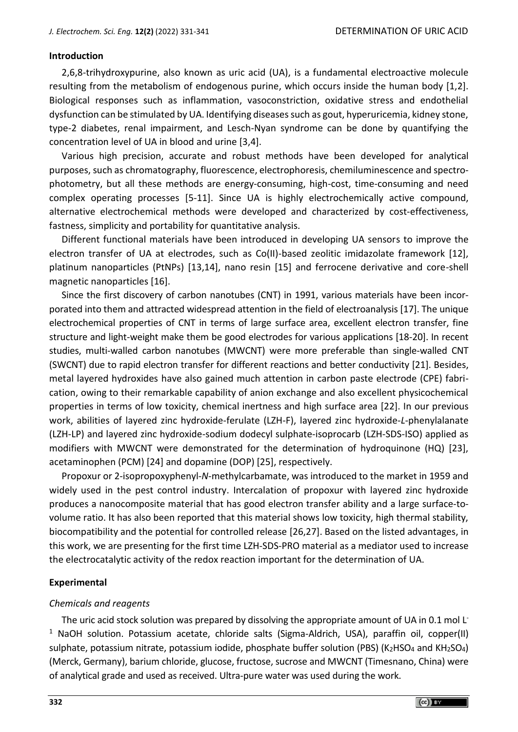## Introduction

2,6,8-trihydroxypurine, also known as uric acid (UA), is a fundamental electroactive molecule resulting from the metabolism of endogenous purine, which occurs inside the human body [1,2]. Biological responses such as inflammation, vasoconstriction, oxidative stress and endothelial dysfunction can be stimulated by UA. Identifying diseases such as gout, hyperuricemia, kidney stone, type-2 diabetes, renal impairment, and Lesch-Nyan syndrome can be done by quantifying the concentration level of UA in blood and urine [3,4].

Various high precision, accurate and robust methods have been developed for analytical purposes, such as chromatography, fluorescence, electrophoresis, chemiluminescence and spectrophotometry, but all these methods are energy-consuming, high-cost, time-consuming and need complex operating processes [5-11]. Since UA is highly electrochemically active compound, alternative electrochemical methods were developed and characterized by cost-effectiveness, fastness, simplicity and portability for quantitative analysis.

Different functional materials have been introduced in developing UA sensors to improve the electron transfer of UA at electrodes, such as Co(II)-based zeolitic imidazolate framework [12], platinum nanoparticles (PtNPs) [13,14], nano resin [15] and ferrocene derivative and core-shell magnetic nanoparticles [16].

Since the first discovery of carbon nanotubes (CNT) in 1991, various materials have been incorporated into them and attracted widespread attention in the field of electroanalysis [17]. The unique electrochemical properties of CNT in terms of large surface area, excellent electron transfer, fine structure and light-weight make them be good electrodes for various applications [18-20]. In recent studies, multi-walled carbon nanotubes (MWCNT) were more preferable than single-walled CNT (SWCNT) due to rapid electron transfer for different reactions and better conductivity [21]. Besides, metal layered hydroxides have also gained much attention in carbon paste electrode (CPE) fabrication, owing to their remarkable capability of anion exchange and also excellent physicochemical properties in terms of low toxicity, chemical inertness and high surface area [22]. In our previous work, abilities of layered zinc hydroxide-ferulate (LZH-F), layered zinc hydroxide-*L*-phenylalanate (LZH-LP) and layered zinc hydroxide-sodium dodecyl sulphate-isoprocarb (LZH-SDS-ISO) applied as modifiers with MWCNT were demonstrated for the determination of hydroquinone (HQ) [23], acetaminophen (PCM) [24] and dopamine (DOP) [25], respectively.

Propoxur or 2-isopropoxyphenyl-*N*-methylcarbamate, was introduced to the market in 1959 and widely used in the pest control industry. Intercalation of propoxur with layered zinc hydroxide produces a nanocomposite material that has good electron transfer ability and a large surface-to-volume ratio. It has also been reported that this material shows low toxicity, high thermal stability, biocompatibility and the potential for controlled release [26,27]. Based on the listed advantages, in this work, we are presenting for the first time LZH-SDS-PRO material as a mediator used to increase the electrocatalytic activity of the redox reaction important for the determination of UA.

## Experimental

### *Chemicals and reagents*

The uric acid stock solution was prepared by dissolving the appropriate amount of UA in 0.1 mol $L^{-1}$ NaOH solution. Potassium acetate, chloride salts (Sigma-Aldrich, USA), paraffin oil, copper(II) sulphate, potassium nitrate, potassium iodide, phosphate buffer solution (PBS) ($K_2HSO_4$ and $KH_2SO_4$) (Merck, Germany), barium chloride, glucose, fructose, sucrose and MWCNT (Timesnano, China) were of analytical grade and used as received. Ultra-pure water was used during the work.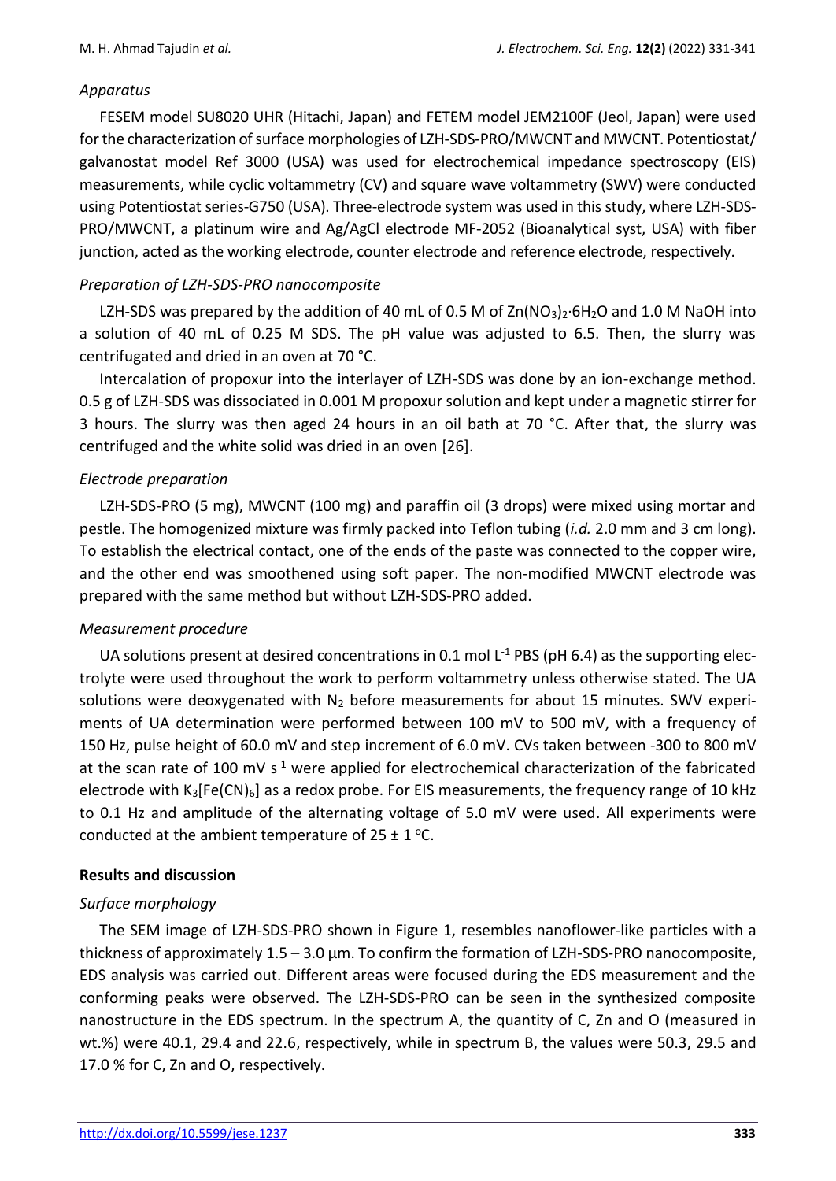### *Apparatus*

FESEM model SU8020 UHR (Hitachi, Japan) and FETEM model JEM2100F (Jeol, Japan) were used for the characterization of surface morphologies of LZH-SDS-PRO/MWCNT and MWCNT. Potentiostat/galvanostat model Ref 3000 (USA) was used for electrochemical impedance spectroscopy (EIS) measurements, while cyclic voltammetry (CV) and square wave voltammetry (SWV) were conducted using Potentiostat series-G750 (USA). Three-electrode system was used in this study, where LZH-SDS-PRO/MWCNT, a platinum wire and Ag/AgCl electrode MF-2052 (Bioanalytical syst, USA) with fiber junction, acted as the working electrode, counter electrode and reference electrode, respectively.

### *Preparation of LZH-SDS-PRO nanocomposite*

LZH-SDS was prepared by the addition of 40 mL of 0.5 M of $Zn(NO_3)_2{\cdot}6H_2O$ and 1.0 M NaOH into a solution of 40 mL of 0.25 M SDS. The pH value was adjusted to 6.5. Then, the slurry was centrifugated and dried in an oven at 70 °C.

Intercalation of propoxur into the interlayer of LZH-SDS was done by an ion-exchange method. 0.5 g of LZH-SDS was dissociated in 0.001 M propoxur solution and kept under a magnetic stirrer for 3 hours. The slurry was then aged 24 hours in an oil bath at 70 °C. After that, the slurry was centrifuged and the white solid was dried in an oven [26].

### *Electrode preparation*

LZH-SDS-PRO (5 mg), MWCNT (100 mg) and paraffin oil (3 drops) were mixed using mortar and pestle. The homogenized mixture was firmly packed into Teflon tubing (*i.d.* 2.0 mm and 3 cm long). To establish the electrical contact, one of the ends of the paste was connected to the copper wire, and the other end was smoothened using soft paper. The non-modified MWCNT electrode was prepared with the same method but without LZH-SDS-PRO added.

### *Measurement procedure*

UA solutions present at desired concentrations in 0.1 mol $L^{-1}$ PBS (pH 6.4) as the supporting electrolyte were used throughout the work to perform voltammetry unless otherwise stated. The UA solutions were deoxygenated with $N_2$ before measurements for about 15 minutes. SWV experiments of UA determination were performed between 100 mV to 500 mV, with a frequency of 150 Hz, pulse height of 60.0 mV and step increment of 6.0 mV. CVs taken between -300 to 800 mV at the scan rate of 100 mV $s^{-1}$ were applied for electrochemical characterization of the fabricated electrode with $K_3[Fe(CN)_6]$ as a redox probe. For EIS measurements, the frequency range of 10 kHz to 0.1 Hz and amplitude of the alternating voltage of 5.0 mV were used. All experiments were conducted at the ambient temperature of 25 ± 1 °C.

## **Results and discussion**

### *Surface morphology*

The SEM image of LZH-SDS-PRO shown in Figure 1, resembles nanoflower-like particles with a thickness of approximately 1.5 – 3.0 µm. To confirm the formation of LZH-SDS-PRO nanocomposite, EDS analysis was carried out. Different areas were focused during the EDS measurement and the conforming peaks were observed. The LZH-SDS-PRO can be seen in the synthesized composite nanostructure in the EDS spectrum. In the spectrum A, the quantity of C, Zn and O (measured in wt.%) were 40.1, 29.4 and 22.6, respectively, while in spectrum B, the values were 50.3, 29.5 and 17.0 % for C, Zn and O, respectively.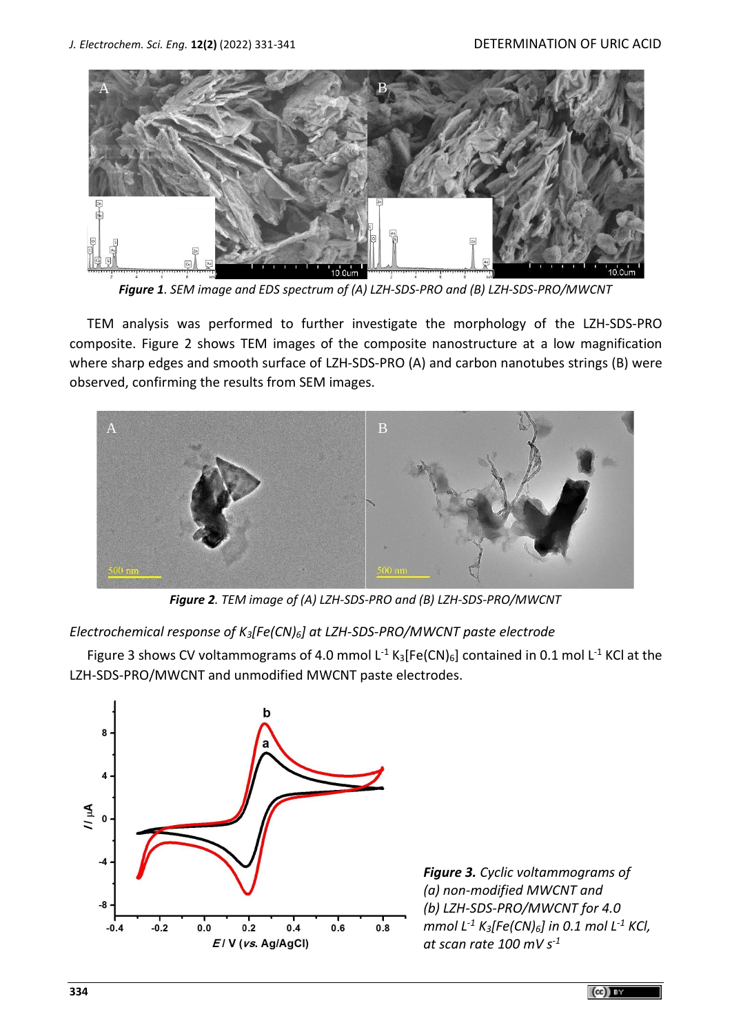*Figure 1. SEM image and EDS spectrum of (A) LZH-SDS-PRO and (B) LZH-SDS-PRO/MWCNT*

TEM analysis was performed to further investigate the morphology of the LZH-SDS-PRO composite. Figure 2 shows TEM images of the composite nanostructure at a low magnification where sharp edges and smooth surface of LZH-SDS-PRO (A) and carbon nanotubes strings (B) were observed, confirming the results from SEM images.

*Figure 2. TEM image of (A) LZH-SDS-PRO and (B) LZH-SDS-PRO/MWCNT*

*Electrochemical response of $K_3[Fe(CN)_6]$ at LZH-SDS-PRO/MWCNT paste electrode*

Figure 3 shows CV voltammograms of 4.0 mmol $L^{-1}$ $K_3[Fe(CN)_6]$ contained in 0.1 mol $L^{-1}$ KCl at the LZH-SDS-PRO/MWCNT and unmodified MWCNT paste electrodes.

*Figure 3. Cyclic voltammograms of (a) non-modified MWCNT and (b) LZH-SDS-PRO/MWCNT for 4.0 mmol $L^{-1}$ $K_3[Fe(CN)_6]$ in 0.1 mol $L^{-1}$ KCl, at scan rate 100 mV $s^{-1}$*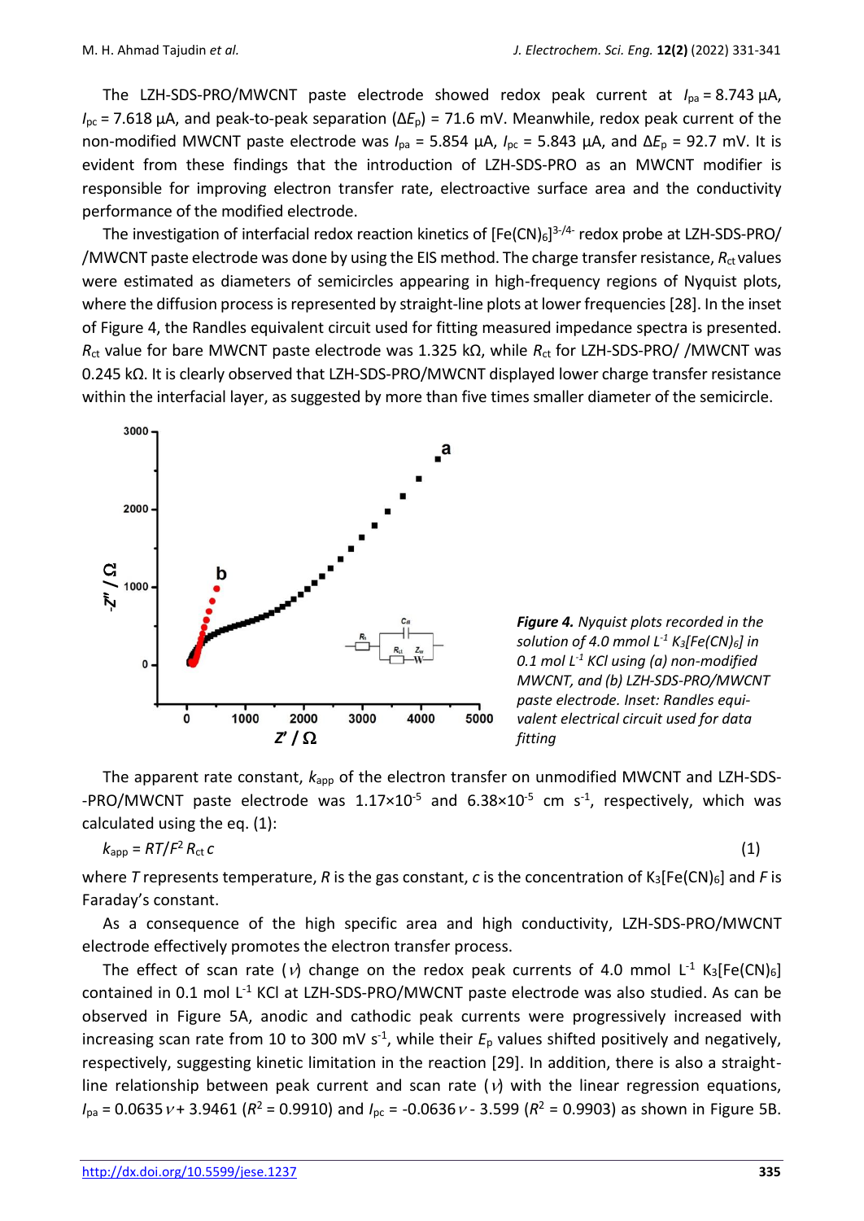The LZH-SDS-PRO/MWCNT paste electrode showed redox peak current at $I_{pa}$ = 8.743 μA, $I_{pc}$ = 7.618 μA, and peak-to-peak separation ($\Delta E_p$) = 71.6 mV. Meanwhile, redox peak current of the non-modified MWCNT paste electrode was $I_{pa}$ = 5.854 μA, $I_{pc}$ = 5.843 μA, and $\Delta E_p$ = 92.7 mV. It is evident from these findings that the introduction of LZH-SDS-PRO as an MWCNT modifier is responsible for improving electron transfer rate, electroactive surface area and the conductivity performance of the modified electrode.

The investigation of interfacial redox reaction kinetics of $[Fe(CN)_6]^{3-/4-}$ redox probe at LZH-SDS-PRO/ /MWCNT paste electrode was done by using the EIS method. The charge transfer resistance, $R_{ct}$ values were estimated as diameters of semicircles appearing in high-frequency regions of Nyquist plots, where the diffusion process is represented by straight-line plots at lower frequencies [28]. In the inset of Figure 4, the Randles equivalent circuit used for fitting measured impedance spectra is presented. $R_{ct}$ value for bare MWCNT paste electrode was 1.325 kΩ, while $R_{ct}$ for LZH-SDS-PRO/ /MWCNT was 0.245 kΩ. It is clearly observed that LZH-SDS-PRO/MWCNT displayed lower charge transfer resistance within the interfacial layer, as suggested by more than five times smaller diameter of the semicircle.

***Figure 4.*** *Nyquist plots recorded in the solution of 4.0 mmol L*$^{-1}$ *$K_3[Fe(CN)_6]$ in 0.1 mol L*$^{-1}$ *KCl using (a) non-modified MWCNT, and (b) LZH-SDS-PRO/MWCNT paste electrode. Inset: Randles equivalent electrical circuit used for data fitting*

The apparent rate constant, $k_{app}$ of the electron transfer on unmodified MWCNT and LZH-SDS- -PRO/MWCNT paste electrode was $1.17\times10^{-5}$ and $6.38\times10^{-5}$ cm s$^{-1}$, respectively, which was calculated using the eq. (1):

$$k_{app} = RT/F^2 R_{ct}\, c \tag{1}$$

where $T$ represents temperature, $R$ is the gas constant, $c$ is the concentration of $K_3[Fe(CN)_6]$ and $F$ is Faraday's constant.

As a consequence of the high specific area and high conductivity, LZH-SDS-PRO/MWCNT electrode effectively promotes the electron transfer process.

The effect of scan rate ($\nu$) change on the redox peak currents of 4.0 mmol L$^{-1}$ $K_3[Fe(CN)_6]$ contained in 0.1 mol L$^{-1}$ KCl at LZH-SDS-PRO/MWCNT paste electrode was also studied. As can be observed in Figure 5A, anodic and cathodic peak currents were progressively increased with increasing scan rate from 10 to 300 mV s$^{-1}$, while their $E_p$ values shifted positively and negatively, respectively, suggesting kinetic limitation in the reaction [29]. In addition, there is also a straight-line relationship between peak current and scan rate ($\nu$) with the linear regression equations, $I_{pa} = 0.0635\,\nu + 3.9461$ ($R^2$ = 0.9910) and $I_{pc} = -0.0636\,\nu - 3.599$ ($R^2$ = 0.9903) as shown in Figure 5B.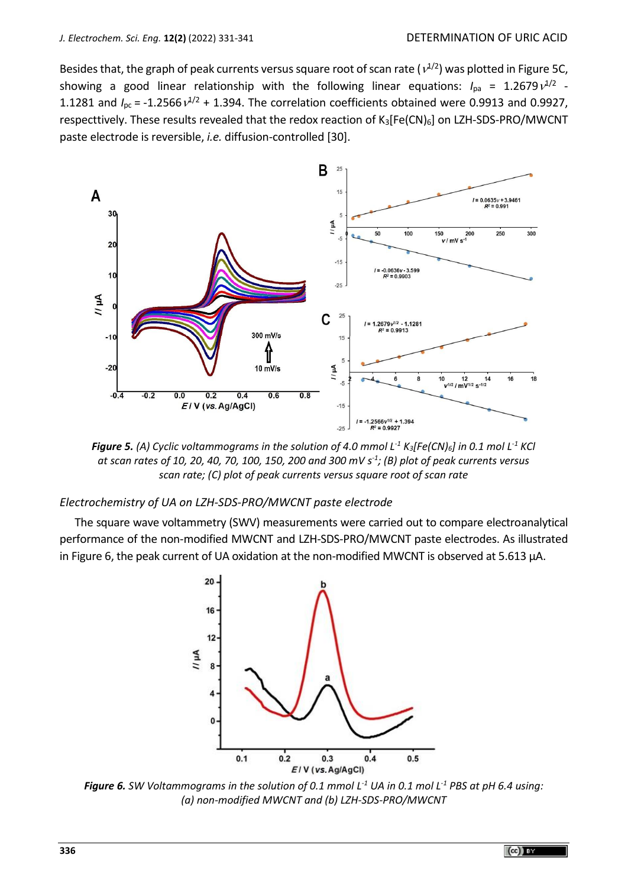Besides that, the graph of peak currents versus square root of scan rate ($\nu^{1/2}$) was plotted in Figure 5C, showing a good linear relationship with the following linear equations: $I_{pa}$ = 1.2679 $\nu^{1/2}$ - 1.1281 and $I_{pc}$ = -1.2566 $\nu^{1/2}$ + 1.394. The correlation coefficients obtained were 0.9913 and 0.9927, respecttively. These results revealed that the redox reaction of $K_3[Fe(CN)_6]$ on LZH-SDS-PRO/MWCNT paste electrode is reversible, *i.e.* diffusion-controlled [30].

***Figure 5.*** *(A) Cyclic voltammograms in the solution of 4.0 mmol L$^{-1}$ $K_3[Fe(CN)_6]$ in 0.1 mol L$^{-1}$ KCl at scan rates of 10, 20, 40, 70, 100, 150, 200 and 300 mV s$^{-1}$; (B) plot of peak currents versus scan rate; (C) plot of peak currents versus square root of scan rate*

### *Electrochemistry of UA on LZH-SDS-PRO/MWCNT paste electrode*

The square wave voltammetry (SWV) measurements were carried out to compare electroanalytical performance of the non-modified MWCNT and LZH-SDS-PRO/MWCNT paste electrodes. As illustrated in Figure 6, the peak current of UA oxidation at the non-modified MWCNT is observed at 5.613 µA.

***Figure 6.*** *SW Voltammograms in the solution of 0.1 mmol L$^{-1}$ UA in 0.1 mol L$^{-1}$ PBS at pH 6.4 using: (a) non-modified MWCNT and (b) LZH-SDS-PRO/MWCNT*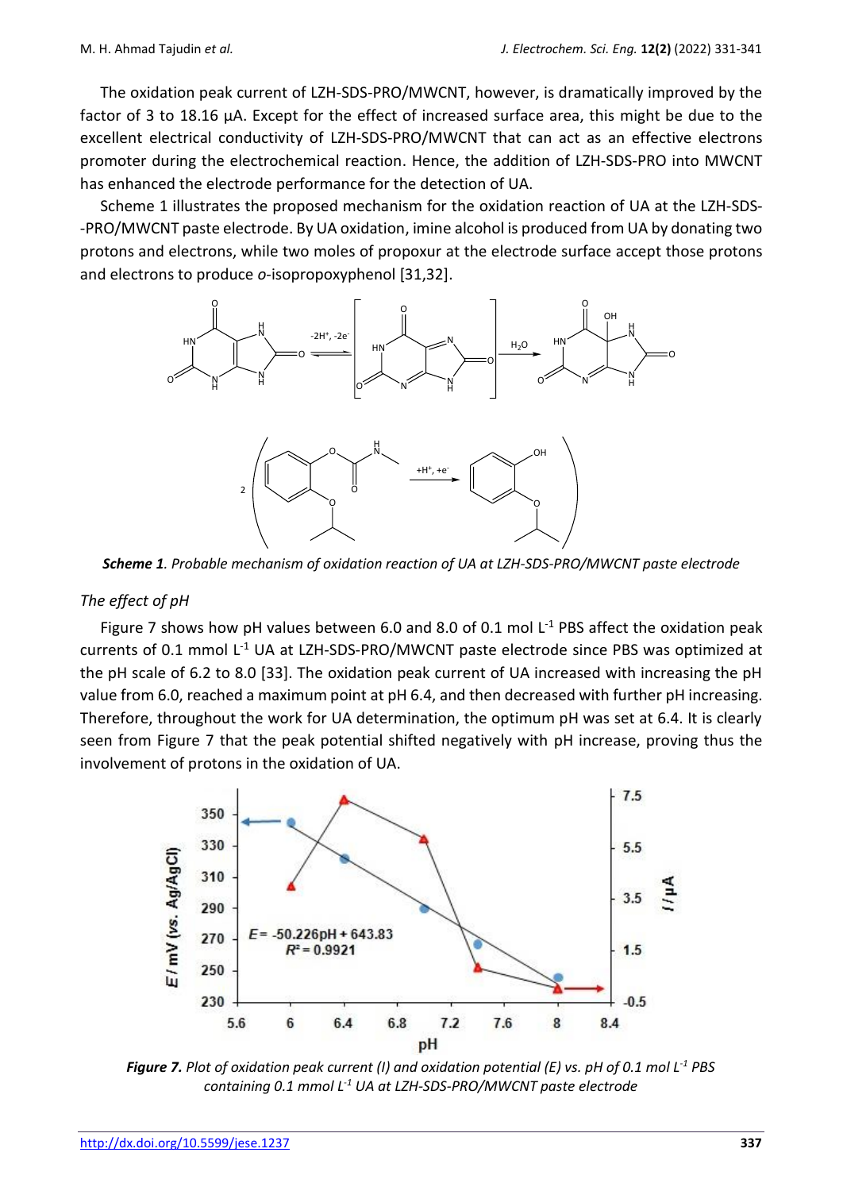The oxidation peak current of LZH-SDS-PRO/MWCNT, however, is dramatically improved by the factor of 3 to 18.16 µA. Except for the effect of increased surface area, this might be due to the excellent electrical conductivity of LZH-SDS-PRO/MWCNT that can act as an effective electrons promoter during the electrochemical reaction. Hence, the addition of LZH-SDS-PRO into MWCNT has enhanced the electrode performance for the detection of UA.

Scheme 1 illustrates the proposed mechanism for the oxidation reaction of UA at the LZH-SDS--PRO/MWCNT paste electrode. By UA oxidation, imine alcohol is produced from UA by donating two protons and electrons, while two moles of propoxur at the electrode surface accept those protons and electrons to produce *o*-isopropoxyphenol [31,32].

***Scheme 1**. Probable mechanism of oxidation reaction of UA at LZH-SDS-PRO/MWCNT paste electrode*

*The effect of pH*

Figure 7 shows how pH values between 6.0 and 8.0 of 0.1 mol $L^{-1}$ PBS affect the oxidation peak currents of 0.1 mmol $L^{-1}$ UA at LZH-SDS-PRO/MWCNT paste electrode since PBS was optimized at the pH scale of 6.2 to 8.0 [33]. The oxidation peak current of UA increased with increasing the pH value from 6.0, reached a maximum point at pH 6.4, and then decreased with further pH increasing. Therefore, throughout the work for UA determination, the optimum pH was set at 6.4. It is clearly seen from Figure 7 that the peak potential shifted negatively with pH increase, proving thus the involvement of protons in the oxidation of UA.

***Figure 7.** Plot of oxidation peak current (I) and oxidation potential (E) vs. pH of 0.1 mol $L^{-1}$ PBS containing 0.1 mmol $L^{-1}$ UA at LZH-SDS-PRO/MWCNT paste electrode*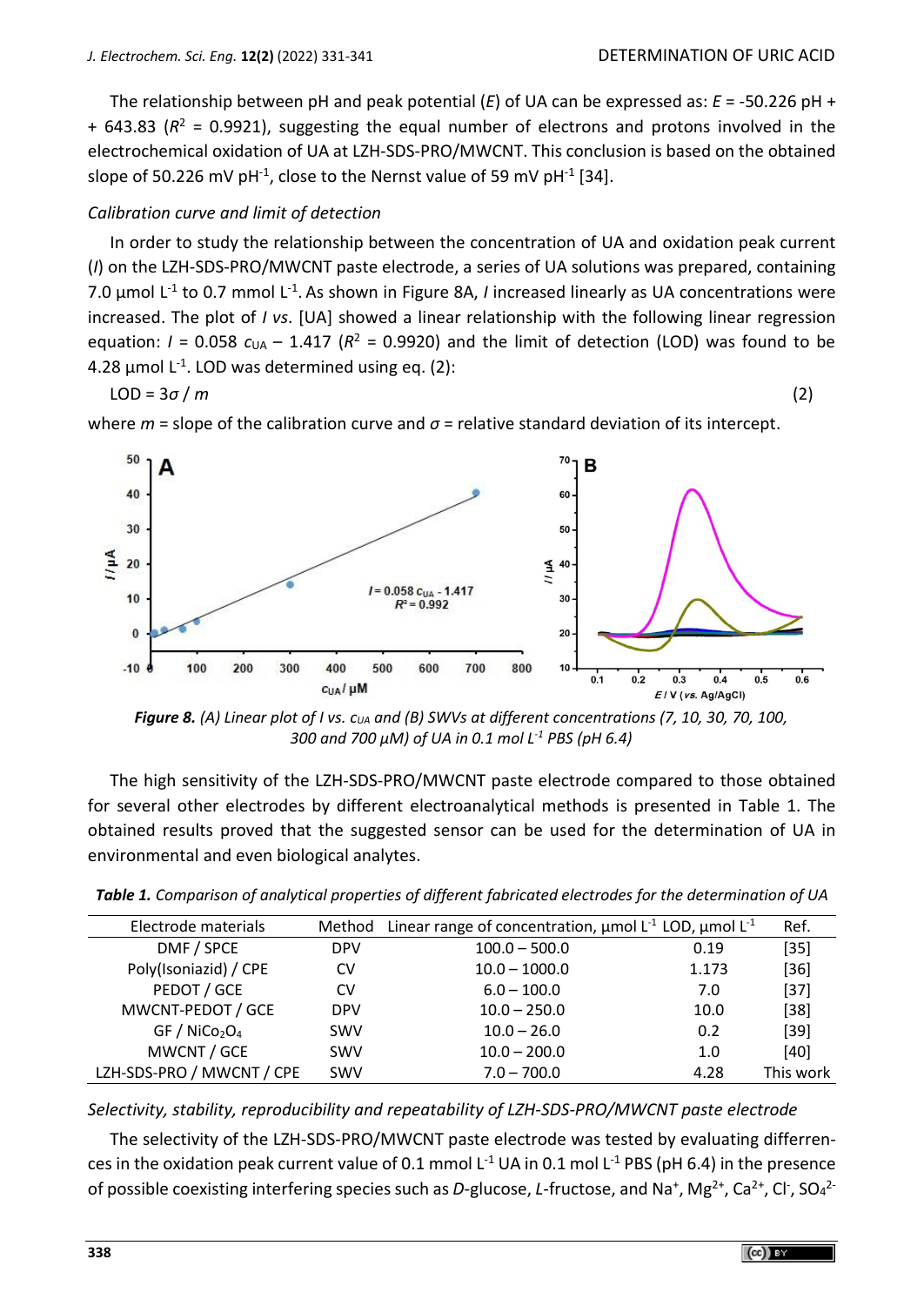The relationship between pH and peak potential ($E$) of UA can be expressed as: $E$ = -50.226 pH + + 643.83 ($R^2$ = 0.9921), suggesting the equal number of electrons and protons involved in the electrochemical oxidation of UA at LZH-SDS-PRO/MWCNT. This conclusion is based on the obtained slope of 50.226 mV pH$^{-1}$, close to the Nernst value of 59 mV pH$^{-1}$ [34].

*Calibration curve and limit of detection*

In order to study the relationship between the concentration of UA and oxidation peak current ($I$) on the LZH-SDS-PRO/MWCNT paste electrode, a series of UA solutions was prepared, containing 7.0 µmol L$^{-1}$ to 0.7 mmol L$^{-1}$. As shown in Figure 8A, $I$ increased linearly as UA concentrations were increased. The plot of $I$ *vs*. [UA] showed a linear relationship with the following linear regression equation: $I = 0.058\ c_{UA} - 1.417$ ($R^2$ = 0.9920) and the limit of detection (LOD) was found to be 4.28 µmol L$^{-1}$. LOD was determined using eq. (2):

$$\text{LOD} = 3\sigma / m \quad (2)$$

where $m$ = slope of the calibration curve and $\sigma$ = relative standard deviation of its intercept.

***Figure 8.*** *(A) Linear plot of I vs. $c_{UA}$ and (B) SWVs at different concentrations (7, 10, 30, 70, 100, 300 and 700 µM) of UA in 0.1 mol L$^{-1}$ PBS (pH 6.4)*

The high sensitivity of the LZH-SDS-PRO/MWCNT paste electrode compared to those obtained for several other electrodes by different electroanalytical methods is presented in Table 1. The obtained results proved that the suggested sensor can be used for the determination of UA in environmental and even biological analytes.

***Table 1.*** *Comparison of analytical properties of different fabricated electrodes for the determination of UA*

| Electrode materials | Method | Linear range of concentration, µmol L$^{-1}$ | LOD, µmol L$^{-1}$ | Ref. |
|---|---|---|---|---|
| DMF / SPCE | DPV | 100.0 – 500.0 | 0.19 | [35] |
| Poly(Isoniazid) / CPE | CV | 10.0 – 1000.0 | 1.173 | [36] |
| PEDOT / GCE | CV | 6.0 – 100.0 | 7.0 | [37] |
| MWCNT-PEDOT / GCE | DPV | 10.0 – 250.0 | 10.0 | [38] |
| GF / $NiCo_2O_4$ | SWV | 10.0 – 26.0 | 0.2 | [39] |
| MWCNT / GCE | SWV | 10.0 – 200.0 | 1.0 | [40] |
| LZH-SDS-PRO / MWCNT / CPE | SWV | 7.0 – 700.0 | 4.28 | This work |

*Selectivity, stability, reproducibility and repeatability of LZH-SDS-PRO/MWCNT paste electrode*

The selectivity of the LZH-SDS-PRO/MWCNT paste electrode was tested by evaluating differences in the oxidation peak current value of 0.1 mmol L$^{-1}$ UA in 0.1 mol L$^{-1}$ PBS (pH 6.4) in the presence of possible coexisting interfering species such as *D*-glucose, *L*-fructose, and $Na^+$, $Mg^{2+}$, $Ca^{2+}$, $Cl^-$, $SO_4^{2-}$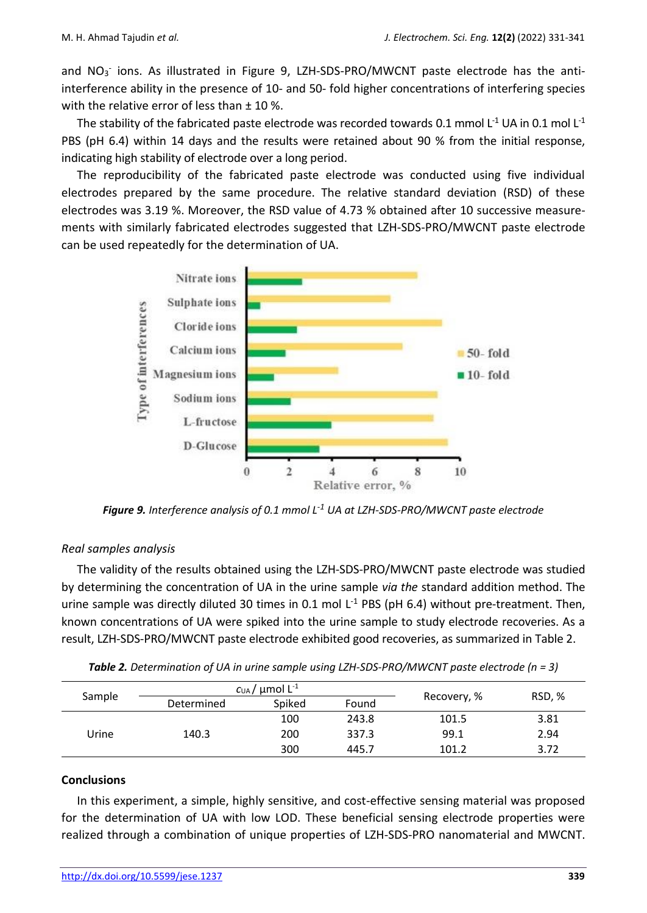and $NO_3^-$ ions. As illustrated in Figure 9, LZH-SDS-PRO/MWCNT paste electrode has the anti-interference ability in the presence of 10- and 50- fold higher concentrations of interfering species with the relative error of less than ± 10 %.

The stability of the fabricated paste electrode was recorded towards 0.1 mmol $L^{-1}$ UA in 0.1 mol $L^{-1}$ PBS (pH 6.4) within 14 days and the results were retained about 90 % from the initial response, indicating high stability of electrode over a long period.

The reproducibility of the fabricated paste electrode was conducted using five individual electrodes prepared by the same procedure. The relative standard deviation (RSD) of these electrodes was 3.19 %. Moreover, the RSD value of 4.73 % obtained after 10 successive measurements with similarly fabricated electrodes suggested that LZH-SDS-PRO/MWCNT paste electrode can be used repeatedly for the determination of UA.

***Figure 9.*** *Interference analysis of 0.1 mmol $L^{-1}$ UA at LZH-SDS-PRO/MWCNT paste electrode*

*Real samples analysis*

The validity of the results obtained using the LZH-SDS-PRO/MWCNT paste electrode was studied by determining the concentration of UA in the urine sample *via the* standard addition method. The urine sample was directly diluted 30 times in 0.1 mol $L^{-1}$ PBS (pH 6.4) without pre-treatment. Then, known concentrations of UA were spiked into the urine sample to study electrode recoveries. As a result, LZH-SDS-PRO/MWCNT paste electrode exhibited good recoveries, as summarized in Table 2.

***Table 2.*** *Determination of UA in urine sample using LZH-SDS-PRO/MWCNT paste electrode (n = 3)*

| Sample | $c_{UA}$ / µmol $L^{-1}$ | | | Recovery, % | RSD, % |
|---|---|---|---|---|---|
| | Determined | Spiked | Found | | |
| Urine | 140.3 | 100 | 243.8 | 101.5 | 3.81 |
| | | 200 | 337.3 | 99.1 | 2.94 |
| | | 300 | 445.7 | 101.2 | 3.72 |

**Conclusions**

In this experiment, a simple, highly sensitive, and cost-effective sensing material was proposed for the determination of UA with low LOD. These beneficial sensing electrode properties were realized through a combination of unique properties of LZH-SDS-PRO nanomaterial and MWCNT.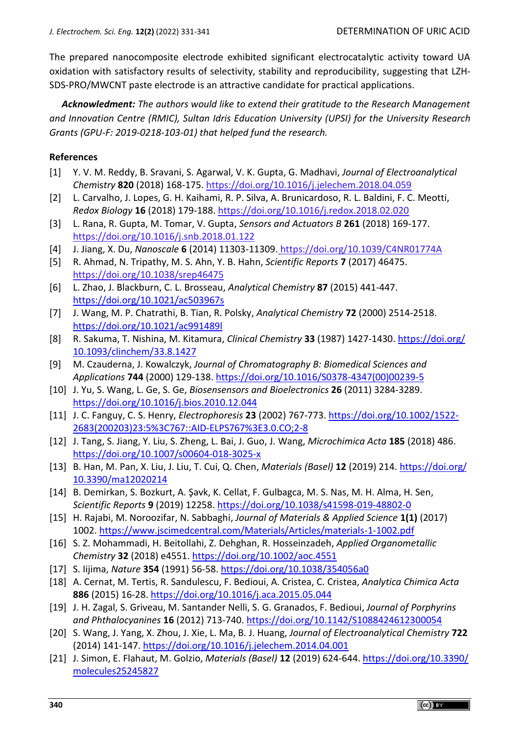The prepared nanocomposite electrode exhibited significant electrocatalytic activity toward UA oxidation with satisfactory results of selectivity, stability and reproducibility, suggesting that LZH-SDS-PRO/MWCNT paste electrode is an attractive candidate for practical applications.

***Acknowledment:*** *The authors would like to extend their gratitude to the Research Management and Innovation Centre (RMIC), Sultan Idris Education University (UPSI) for the University Research Grants (GPU-F: 2019-0218-103-01) that helped fund the research.*

## References

- [1] Y. V. M. Reddy, B. Sravani, S. Agarwal, V. K. Gupta, G. Madhavi, *Journal of Electroanalytical Chemistry* **820** (2018) 168-175. https://doi.org/10.1016/j.jelechem.2018.04.059
- [2] L. Carvalho, J. Lopes, G. H. Kaihami, R. P. Silva, A. Brunicardoso, R. L. Baldini, F. C. Meotti, *Redox Biology* **16** (2018) 179-188. https://doi.org/10.1016/j.redox.2018.02.020
- [3] L. Rana, R. Gupta, M. Tomar, V. Gupta, *Sensors and Actuators B* **261** (2018) 169-177. https://doi.org/10.1016/j.snb.2018.01.122
- [4] J. Jiang, X. Du, *Nanoscale* **6** (2014) 11303-11309. https://doi.org/10.1039/C4NR01774A
- [5] R. Ahmad, N. Tripathy, M. S. Ahn, Y. B. Hahn, *Scientific Reports* **7** (2017) 46475. https://doi.org/10.1038/srep46475
- [6] L. Zhao, J. Blackburn, C. L. Brosseau, *Analytical Chemistry* **87** (2015) 441-447. https://doi.org/10.1021/ac503967s
- [7] J. Wang, M. P. Chatrathi, B. Tian, R. Polsky, *Analytical Chemistry* **72** (2000) 2514-2518. https://doi.org/10.1021/ac991489l
- [8] R. Sakuma, T. Nishina, M. Kitamura, *Clinical Chemistry* **33** (1987) 1427-1430. https://doi.org/10.1093/clinchem/33.8.1427
- [9] M. Czauderna, J. Kowalczyk, *Journal of Chromatography B: Biomedical Sciences and Applications* **744** (2000) 129-138. https://doi.org/10.1016/S0378-4347(00)00239-5
- [10] J. Yu, S. Wang, L. Ge, S. Ge, *Biosensors and Bioelectronics* **26** (2011) 3284-3289. https://doi.org/10.1016/j.bios.2010.12.044
- [11] J. C. Fanguy, C. S. Henry, *Electrophoresis* **23** (2002) 767-773. https://doi.org/10.1002/1522-2683(200203)23:5%3C767::AID-ELPS767%3E3.0.CO;2-8
- [12] J. Tang, S. Jiang, Y. Liu, S. Zheng, L. Bai, J. Guo, J. Wang, *Microchimica Acta* **185** (2018) 486. https://doi.org/10.1007/s00604-018-3025-x
- [13] B. Han, M. Pan, X. Liu, J. Liu, T. Cui, Q. Chen, *Materials (Basel)* **12** (2019) 214. https://doi.org/10.3390/ma12020214
- [14] B. Demirkan, S. Bozkurt, A. Şavk, K. Cellat, F. Gulbagca, M. S. Nas, M. H. Alma, H. Sen, *Scientific Reports* **9** (2019) 12258. https://doi.org/10.1038/s41598-019-48802-0
- [15] H. Rajabi, M. Noroozifar, N. Sabbaghi, *Journal of Materials & Applied Science* **1(1)** (2017) 1002. https://www.jscimedcentral.com/Materials/Articles/materials-1-1002.pdf
- [16] S. Z. Mohammadi, H. Beitollahi, Z. Dehghan, R. Hosseinzadeh, *Applied Organometallic Chemistry* **32** (2018) e4551. https://doi.org/10.1002/aoc.4551
- [17] S. Iijima, *Nature* **354** (1991) 56-58. https://doi.org/10.1038/354056a0
- [18] A. Cernat, M. Tertis, R. Sandulescu, F. Bedioui, A. Cristea, C. Cristea, *Analytica Chimica Acta* **886** (2015) 16-28. https://doi.org/10.1016/j.aca.2015.05.044
- [19] J. H. Zagal, S. Griveau, M. Santander Nelli, S. G. Granados, F. Bedioui, *Journal of Porphyrins and Phthalocyanines* **16** (2012) 713-740. https://doi.org/10.1142/S1088424612300054
- [20] S. Wang, J. Yang, X. Zhou, J. Xie, L. Ma, B. J. Huang, *Journal of Electroanalytical Chemistry* **722** (2014) 141-147. https://doi.org/10.1016/j.jelechem.2014.04.001
- [21] J. Simon, E. Flahaut, M. Golzio, *Materials (Basel)* **12** (2019) 624-644. https://doi.org/10.3390/molecules25245827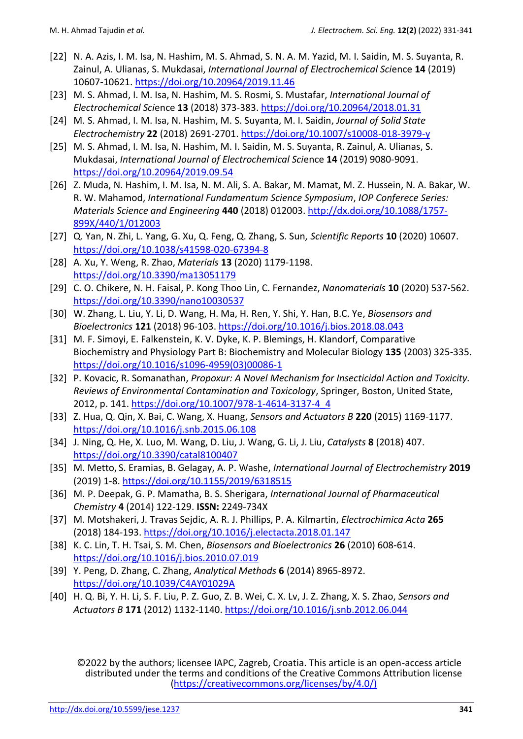[22] N. A. Azis, I. M. Isa, N. Hashim, M. S. Ahmad, S. N. A. M. Yazid, M. I. Saidin, M. S. Suyanta, R. Zainul, A. Ulianas, S. Mukdasai, *International Journal of Electrochemical Sci*ence **14** (2019) 10607-10621. https://doi.org/10.20964/2019.11.46

[23] M. S. Ahmad, I. M. Isa, N. Hashim, M. S. Rosmi, S. Mustafar, *International Journal of Electrochemical Sci*ence **13** (2018) 373-383. https://doi.org/10.20964/2018.01.31

[24] M. S. Ahmad, I. M. Isa, N. Hashim, M. S. Suyanta, M. I. Saidin, *Journal of Solid State Electrochemistry* **22** (2018) 2691-2701. https://doi.org/10.1007/s10008-018-3979-y

[25] M. S. Ahmad, I. M. Isa, N. Hashim, M. I. Saidin, M. S. Suyanta, R. Zainul, A. Ulianas, S. Mukdasai, *International Journal of Electrochemical Sci*ence **14** (2019) 9080-9091. https://doi.org/10.20964/2019.09.54

[26] Z. Muda, N. Hashim, I. M. Isa, N. M. Ali, S. A. Bakar, M. Mamat, M. Z. Hussein, N. A. Bakar, W. R. W. Mahamod, *International Fundamentum Science Symposium*, *IOP Conferece Series: Materials Science and Engineering* **440** (2018) 012003. http://dx.doi.org/10.1088/1757-899X/440/1/012003

[27] Q. Yan, N. Zhi, L. Yang, G. Xu, Q. Feng, Q. Zhang, S. Sun*, Scientific Reports* **10** (2020) 10607. https://doi.org/10.1038/s41598-020-67394-8

[28] A. Xu, Y. Weng, R. Zhao, *Materials* **13** (2020) 1179-1198. https://doi.org/10.3390/ma13051179

[29] C. O. Chikere, N. H. Faisal, P. Kong Thoo Lin, C. Fernandez, *Nanomaterials* **10** (2020) 537-562. https://doi.org/10.3390/nano10030537

[30] W. Zhang, L. Liu, Y. Li, D. Wang, H. Ma, H. Ren, Y. Shi, Y. Han, B.C. Ye, *Biosensors and Bioelectronics* **121** (2018) 96-103. https://doi.org/10.1016/j.bios.2018.08.043

[31] M. F. Simoyi, E. Falkenstein, K. V. Dyke, K. P. Blemings, H. Klandorf, Comparative Biochemistry and Physiology Part B: Biochemistry and Molecular Biology **135** (2003) 325-335. https://doi.org/10.1016/s1096-4959(03)00086-1

[32] P. Kovacic, R. Somanathan, *Propoxur: A Novel Mechanism for Insecticidal Action and Toxicity. Reviews of Environmental Contamination and Toxicology*, Springer, Boston, United State, 2012, p. 141. https://doi.org/10.1007/978-1-4614-3137-4_4

[33] Z. Hua, Q. Qin, X. Bai, C. Wang, X. Huang, *Sensors and Actuators B* **220** (2015) 1169-1177. https://doi.org/10.1016/j.snb.2015.06.108

[34] J. Ning, Q. He, X. Luo, M. Wang, D. Liu, J. Wang, G. Li, J. Liu, *Catalysts* **8** (2018) 407. https://doi.org/10.3390/catal8100407

[35] M. Metto, S. Eramias, B. Gelagay, A. P. Washe, *International Journal of Electrochemistry* **2019** (2019) 1-8. https://doi.org/10.1155/2019/6318515

[36] M. P. Deepak, G. P. Mamatha, B. S. Sherigara, *International Journal of Pharmaceutical Chemistry* **4** (2014) 122-129. **ISSN:** 2249-734X

[37] M. Motshakeri, J. Travas Sejdic, A. R. J. Phillips, P. A. Kilmartin, *Electrochimica Acta* **265** (2018) 184-193. https://doi.org/10.1016/j.electacta.2018.01.147

[38] K. C. Lin, T. H. Tsai, S. M. Chen, *Biosensors and Bioelectronics* **26** (2010) 608-614. https://doi.org/10.1016/j.bios.2010.07.019

[39] Y. Peng, D. Zhang, C. Zhang, *Analytical Methods* **6** (2014) 8965-8972. https://doi.org/10.1039/C4AY01029A

[40] H. Q. Bi, Y. H. Li, S. F. Liu, P. Z. Guo, Z. B. Wei, C. X. Lv, J. Z. Zhang, X. S. Zhao, *Sensors and Actuators B* **171** (2012) 1132-1140. https://doi.org/10.1016/j.snb.2012.06.044

©2022 by the authors; licensee IAPC, Zagreb, Croatia. This article is an open-access article distributed under the terms and conditions of the Creative Commons Attribution license (https://creativecommons.org/licenses/by/4.0/)